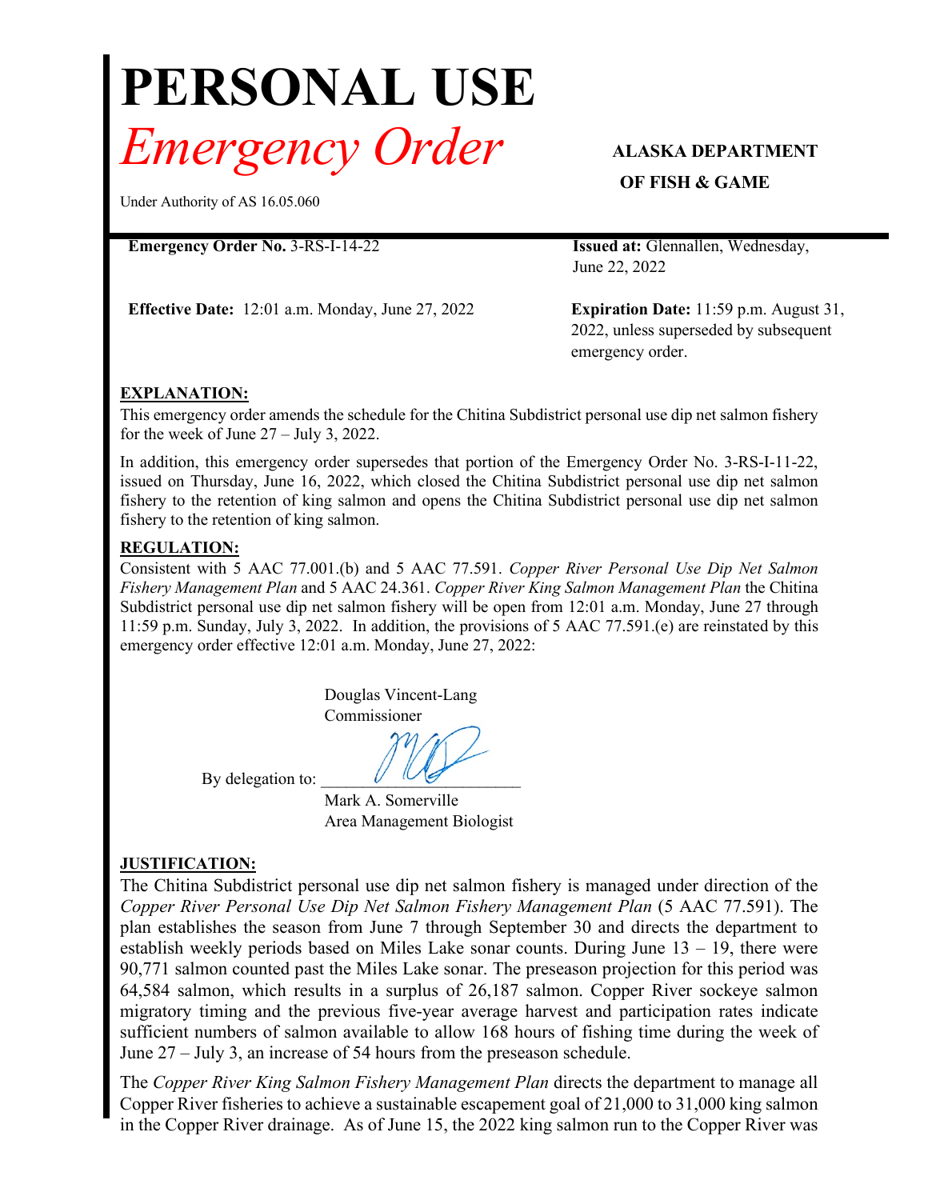# PERSONAL USE

# *Emergency Order*

**ALASKA DEPARTMENT OF FISH & GAME**

Under Authority of AS 16.05.060

**Emergency Order No.** 3-RS-I-14-22

**Issued at:** Glennallen, Wednesday, June 22, 2022

**Effective Date:** 12:01 a.m. Monday, June 27, 2022

**Expiration Date:** 11:59 p.m. August 31, 2022, unless superseded by subsequent emergency order.

## EXPLANATION:

This emergency order amends the schedule for the Chitina Subdistrict personal use dip net salmon fishery for the week of June 27 – July 3, 2022.

In addition, this emergency order supersedes that portion of the Emergency Order No. 3-RS-I-11-22, issued on Thursday, June 16, 2022, which closed the Chitina Subdistrict personal use dip net salmon fishery to the retention of king salmon and opens the Chitina Subdistrict personal use dip net salmon fishery to the retention of king salmon.

## REGULATION:

Consistent with 5 AAC 77.001.(b) and 5 AAC 77.591. *Copper River Personal Use Dip Net Salmon Fishery Management Plan* and 5 AAC 24.361. *Copper River King Salmon Management Plan* the Chitina Subdistrict personal use dip net salmon fishery will be open from 12:01 a.m. Monday, June 27 through 11:59 p.m. Sunday, July 3, 2022. In addition, the provisions of 5 AAC 77.591.(e) are reinstated by this emergency order effective 12:01 a.m. Monday, June 27, 2022:

Douglas Vincent-Lang
Commissioner

By delegation to: ______________________

Mark A. Somerville
Area Management Biologist

## JUSTIFICATION:

The Chitina Subdistrict personal use dip net salmon fishery is managed under direction of the *Copper River Personal Use Dip Net Salmon Fishery Management Plan* (5 AAC 77.591). The plan establishes the season from June 7 through September 30 and directs the department to establish weekly periods based on Miles Lake sonar counts. During June 13 – 19, there were 90,771 salmon counted past the Miles Lake sonar. The preseason projection for this period was 64,584 salmon, which results in a surplus of 26,187 salmon. Copper River sockeye salmon migratory timing and the previous five-year average harvest and participation rates indicate sufficient numbers of salmon available to allow 168 hours of fishing time during the week of June 27 – July 3, an increase of 54 hours from the preseason schedule.

The *Copper River King Salmon Fishery Management Plan* directs the department to manage all Copper River fisheries to achieve a sustainable escapement goal of 21,000 to 31,000 king salmon in the Copper River drainage. As of June 15, the 2022 king salmon run to the Copper River was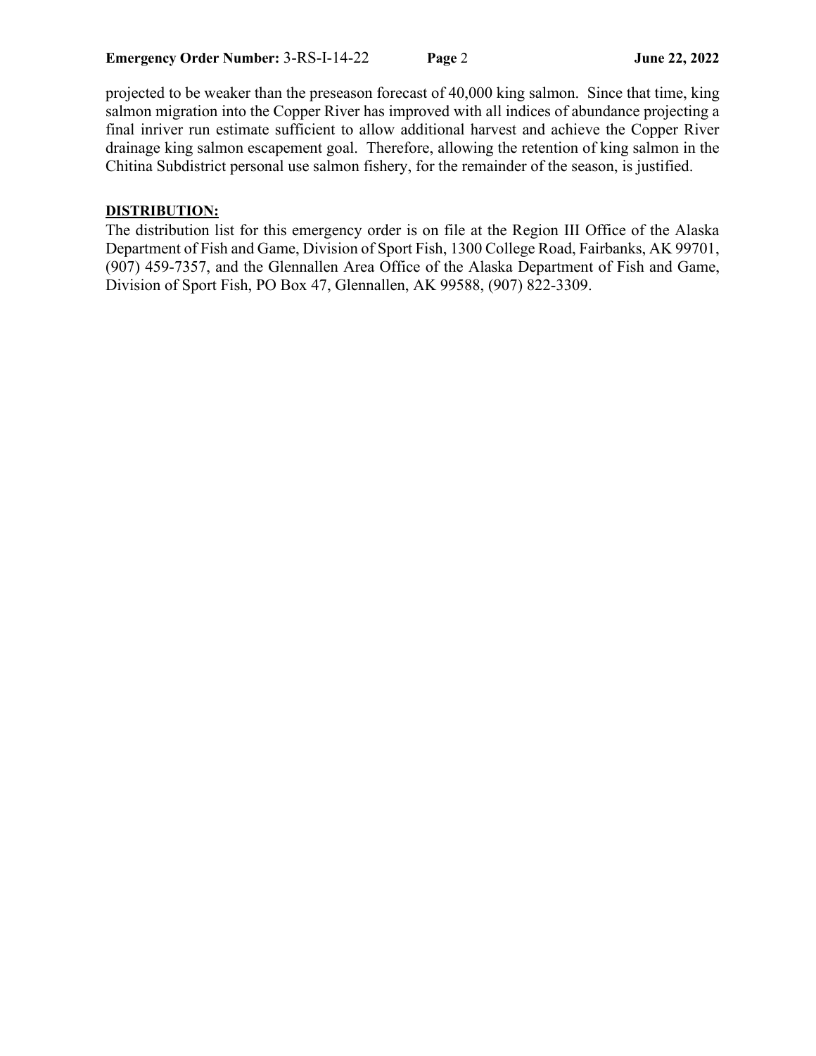projected to be weaker than the preseason forecast of 40,000 king salmon. Since that time, king salmon migration into the Copper River has improved with all indices of abundance projecting a final inriver run estimate sufficient to allow additional harvest and achieve the Copper River drainage king salmon escapement goal. Therefore, allowing the retention of king salmon in the Chitina Subdistrict personal use salmon fishery, for the remainder of the season, is justified.

**DISTRIBUTION:**

The distribution list for this emergency order is on file at the Region III Office of the Alaska Department of Fish and Game, Division of Sport Fish, 1300 College Road, Fairbanks, AK 99701, (907) 459-7357, and the Glennallen Area Office of the Alaska Department of Fish and Game, Division of Sport Fish, PO Box 47, Glennallen, AK 99588, (907) 822-3309.